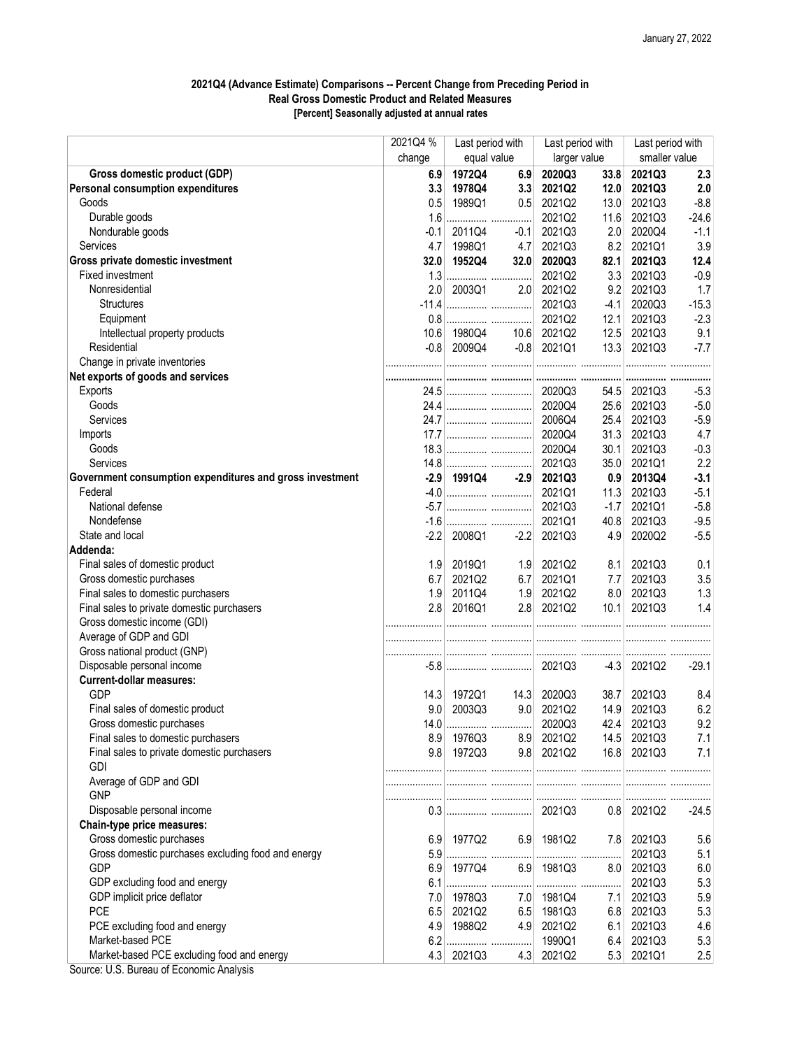January 27, 2022

**2021Q4 (Advance Estimate) Comparisons -- Percent Change from Preceding Period in Real Gross Domestic Product and Related Measures**
**[Percent] Seasonally adjusted at annual rates**

| | 2021Q4 % change | Last period with equal value | | Last period with larger value | | Last period with smaller value | |
|---|---|---|---|---|---|---|---|
| **Gross domestic product (GDP)** | **6.9** | **1972Q4** | **6.9** | **2020Q3** | **33.8** | **2021Q3** | **2.3** |
| **Personal consumption expenditures** | **3.3** | **1978Q4** | **3.3** | **2021Q2** | **12.0** | **2021Q3** | **2.0** |
| Goods | 0.5 | 1989Q1 | 0.5 | 2021Q2 | 13.0 | 2021Q3 | -8.8 |
| Durable goods | 1.6 | ............... | ............... | 2021Q2 | 11.6 | 2021Q3 | -24.6 |
| Nondurable goods | -0.1 | 2011Q4 | -0.1 | 2021Q3 | 2.0 | 2020Q4 | -1.1 |
| Services | 4.7 | 1998Q1 | 4.7 | 2021Q3 | 8.2 | 2021Q1 | 3.9 |
| **Gross private domestic investment** | **32.0** | **1952Q4** | **32.0** | **2020Q3** | **82.1** | **2021Q3** | **12.4** |
| Fixed investment | 1.3 | ............... | ............... | 2021Q2 | 3.3 | 2021Q3 | -0.9 |
| Nonresidential | 2.0 | 2003Q1 | 2.0 | 2021Q2 | 9.2 | 2021Q3 | 1.7 |
| Structures | -11.4 | ............... | ............... | 2021Q3 | -4.1 | 2020Q3 | -15.3 |
| Equipment | 0.8 | ............... | ............... | 2021Q2 | 12.1 | 2021Q3 | -2.3 |
| Intellectual property products | 10.6 | 1980Q4 | 10.6 | 2021Q2 | 12.5 | 2021Q3 | 9.1 |
| Residential | -0.8 | 2009Q4 | -0.8 | 2021Q1 | 13.3 | 2021Q3 | -7.7 |
| Change in private inventories | ............... | ............... | ............... | ............... | ............... | ............... | ............... |
| **Net exports of goods and services** | ............... | ............... | ............... | ............... | ............... | ............... | ............... |
| Exports | 24.5 | ............... | ............... | 2020Q3 | 54.5 | 2021Q3 | -5.3 |
| Goods | 24.4 | ............... | ............... | 2020Q4 | 25.6 | 2021Q3 | -5.0 |
| Services | 24.7 | ............... | ............... | 2006Q4 | 25.4 | 2021Q3 | -5.9 |
| Imports | 17.7 | ............... | ............... | 2020Q4 | 31.3 | 2021Q3 | 4.7 |
| Goods | 18.3 | ............... | ............... | 2020Q4 | 30.1 | 2021Q3 | -0.3 |
| Services | 14.8 | ............... | ............... | 2021Q3 | 35.0 | 2021Q1 | 2.2 |
| **Government consumption expenditures and gross investment** | **-2.9** | **1991Q4** | **-2.9** | **2021Q3** | **0.9** | **2013Q4** | **-3.1** |
| Federal | -4.0 | ............... | ............... | 2021Q1 | 11.3 | 2021Q3 | -5.1 |
| National defense | -5.7 | ............... | ............... | 2021Q3 | -1.7 | 2021Q1 | -5.8 |
| Nondefense | -1.6 | ............... | ............... | 2021Q1 | 40.8 | 2021Q3 | -9.5 |
| State and local | -2.2 | 2008Q1 | -2.2 | 2021Q3 | 4.9 | 2020Q2 | -5.5 |
| **Addenda:** | | | | | | | |
| Final sales of domestic product | 1.9 | 2019Q1 | 1.9 | 2021Q2 | 8.1 | 2021Q3 | 0.1 |
| Gross domestic purchases | 6.7 | 2021Q2 | 6.7 | 2021Q1 | 7.7 | 2021Q3 | 3.5 |
| Final sales to domestic purchasers | 1.9 | 2011Q4 | 1.9 | 2021Q2 | 8.0 | 2021Q3 | 1.3 |
| Final sales to private domestic purchasers | 2.8 | 2016Q1 | 2.8 | 2021Q2 | 10.1 | 2021Q3 | 1.4 |
| Gross domestic income (GDI) | ............... | ............... | ............... | ............... | ............... | ............... | ............... |
| Average of GDP and GDI | ............... | ............... | ............... | ............... | ............... | ............... | ............... |
| Gross national product (GNP) | ............... | ............... | ............... | ............... | ............... | ............... | ............... |
| Disposable personal income | -5.8 | ............... | ............... | 2021Q3 | -4.3 | 2021Q2 | -29.1 |
| **Current-dollar measures:** | | | | | | | |
| GDP | 14.3 | 1972Q1 | 14.3 | 2020Q3 | 38.7 | 2021Q3 | 8.4 |
| Final sales of domestic product | 9.0 | 2003Q3 | 9.0 | 2021Q2 | 14.9 | 2021Q3 | 6.2 |
| Gross domestic purchases | 14.0 | ............... | ............... | 2020Q3 | 42.4 | 2021Q3 | 9.2 |
| Final sales to domestic purchasers | 8.9 | 1976Q3 | 8.9 | 2021Q2 | 14.5 | 2021Q3 | 7.1 |
| Final sales to private domestic purchasers | 9.8 | 1972Q3 | 9.8 | 2021Q2 | 16.8 | 2021Q3 | 7.1 |
| GDI | ............... | ............... | ............... | ............... | ............... | ............... | ............... |
| Average of GDP and GDI | ............... | ............... | ............... | ............... | ............... | ............... | ............... |
| GNP | ............... | ............... | ............... | ............... | ............... | ............... | ............... |
| Disposable personal income | 0.3 | ............... | ............... | 2021Q3 | 0.8 | 2021Q2 | -24.5 |
| **Chain-type price measures:** | | | | | | | |
| Gross domestic purchases | 6.9 | 1977Q2 | 6.9 | 1981Q2 | 7.8 | 2021Q3 | 5.6 |
| Gross domestic purchases excluding food and energy | 5.9 | ............... | ............... | ............... | ............... | 2021Q3 | 5.1 |
| GDP | 6.9 | 1977Q4 | 6.9 | 1981Q3 | 8.0 | 2021Q3 | 6.0 |
| GDP excluding food and energy | 6.1 | ............... | ............... | ............... | ............... | 2021Q3 | 5.3 |
| GDP implicit price deflator | 7.0 | 1978Q3 | 7.0 | 1981Q4 | 7.1 | 2021Q3 | 5.9 |
| PCE | 6.5 | 2021Q2 | 6.5 | 1981Q3 | 6.8 | 2021Q3 | 5.3 |
| PCE excluding food and energy | 4.9 | 1988Q2 | 4.9 | 2021Q2 | 6.1 | 2021Q3 | 4.6 |
| Market-based PCE | 6.2 | ............... | ............... | 1990Q1 | 6.4 | 2021Q3 | 5.3 |
| Market-based PCE excluding food and energy | 4.3 | 2021Q3 | 4.3 | 2021Q2 | 5.3 | 2021Q1 | 2.5 |

Source: U.S. Bureau of Economic Analysis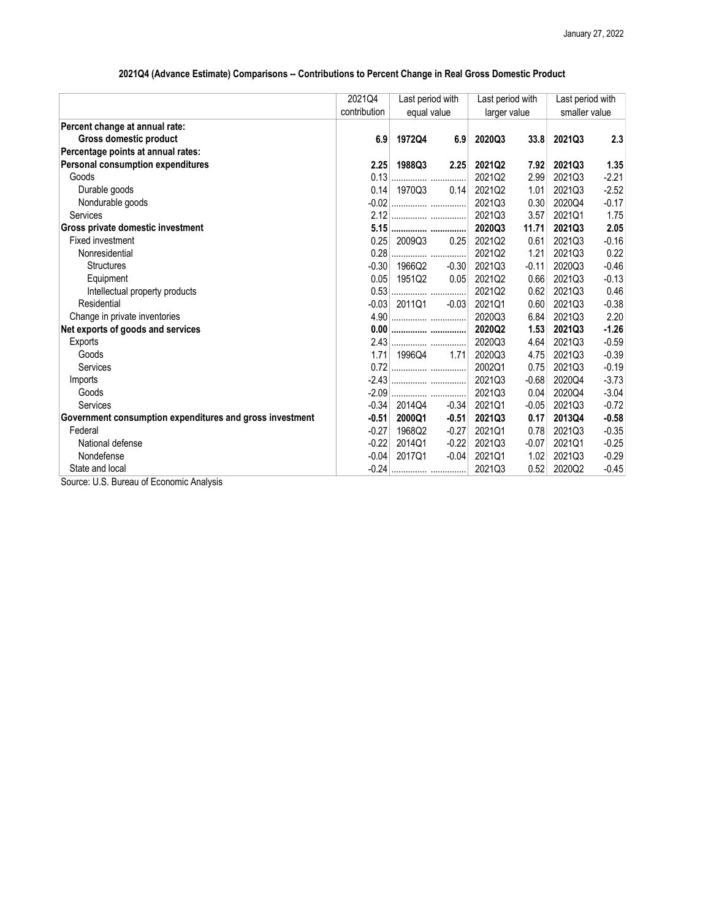January 27, 2022

## 2021Q4 (Advance Estimate) Comparisons -- Contributions to Percent Change in Real Gross Domestic Product

| | 2021Q4 contribution | Last period with equal value | | Last period with larger value | | Last period with smaller value | |
|---|---|---|---|---|---|---|---|
| **Percent change at annual rate:** | | | | | | | |
| **Gross domestic product** | **6.9** | **1972Q4** | **6.9** | **2020Q3** | **33.8** | **2021Q3** | **2.3** |
| **Percentage points at annual rates:** | | | | | | | |
| **Personal consumption expenditures** | **2.25** | **1988Q3** | **2.25** | **2021Q2** | **7.92** | **2021Q3** | **1.35** |
| Goods | 0.13 | ............... | ............... | 2021Q2 | 2.99 | 2021Q3 | -2.21 |
| Durable goods | 0.14 | 1970Q3 | 0.14 | 2021Q2 | 1.01 | 2021Q3 | -2.52 |
| Nondurable goods | -0.02 | ............... | ............... | 2021Q3 | 0.30 | 2020Q4 | -0.17 |
| Services | 2.12 | ............... | ............... | 2021Q3 | 3.57 | 2021Q1 | 1.75 |
| **Gross private domestic investment** | **5.15** | **...............** | **...............** | **2020Q3** | **11.71** | **2021Q3** | **2.05** |
| Fixed investment | 0.25 | 2009Q3 | 0.25 | 2021Q2 | 0.61 | 2021Q3 | -0.16 |
| Nonresidential | 0.28 | ............... | ............... | 2021Q2 | 1.21 | 2021Q3 | 0.22 |
| Structures | -0.30 | 1966Q2 | -0.30 | 2021Q3 | -0.11 | 2020Q3 | -0.46 |
| Equipment | 0.05 | 1951Q2 | 0.05 | 2021Q2 | 0.66 | 2021Q3 | -0.13 |
| Intellectual property products | 0.53 | ............... | ............... | 2021Q2 | 0.62 | 2021Q3 | 0.46 |
| Residential | -0.03 | 2011Q1 | -0.03 | 2021Q1 | 0.60 | 2021Q3 | -0.38 |
| Change in private inventories | 4.90 | ............... | ............... | 2020Q3 | 6.84 | 2021Q3 | 2.20 |
| **Net exports of goods and services** | **0.00** | **...............** | **...............** | **2020Q2** | **1.53** | **2021Q3** | **-1.26** |
| Exports | 2.43 | ............... | ............... | 2020Q3 | 4.64 | 2021Q3 | -0.59 |
| Goods | 1.71 | 1996Q4 | 1.71 | 2020Q3 | 4.75 | 2021Q3 | -0.39 |
| Services | 0.72 | ............... | ............... | 2002Q1 | 0.75 | 2021Q3 | -0.19 |
| Imports | -2.43 | ............... | ............... | 2021Q3 | -0.68 | 2020Q4 | -3.73 |
| Goods | -2.09 | ............... | ............... | 2021Q3 | 0.04 | 2020Q4 | -3.04 |
| Services | -0.34 | 2014Q4 | -0.34 | 2021Q1 | -0.05 | 2021Q3 | -0.72 |
| **Government consumption expenditures and gross investment** | **-0.51** | **2000Q1** | **-0.51** | **2021Q3** | **0.17** | **2013Q4** | **-0.58** |
| Federal | -0.27 | 1968Q2 | -0.27 | 2021Q1 | 0.78 | 2021Q3 | -0.35 |
| National defense | -0.22 | 2014Q1 | -0.22 | 2021Q3 | -0.07 | 2021Q1 | -0.25 |
| Nondefense | -0.04 | 2017Q1 | -0.04 | 2021Q1 | 1.02 | 2021Q3 | -0.29 |
| State and local | -0.24 | ............... | ............... | 2021Q3 | 0.52 | 2020Q2 | -0.45 |

Source: U.S. Bureau of Economic Analysis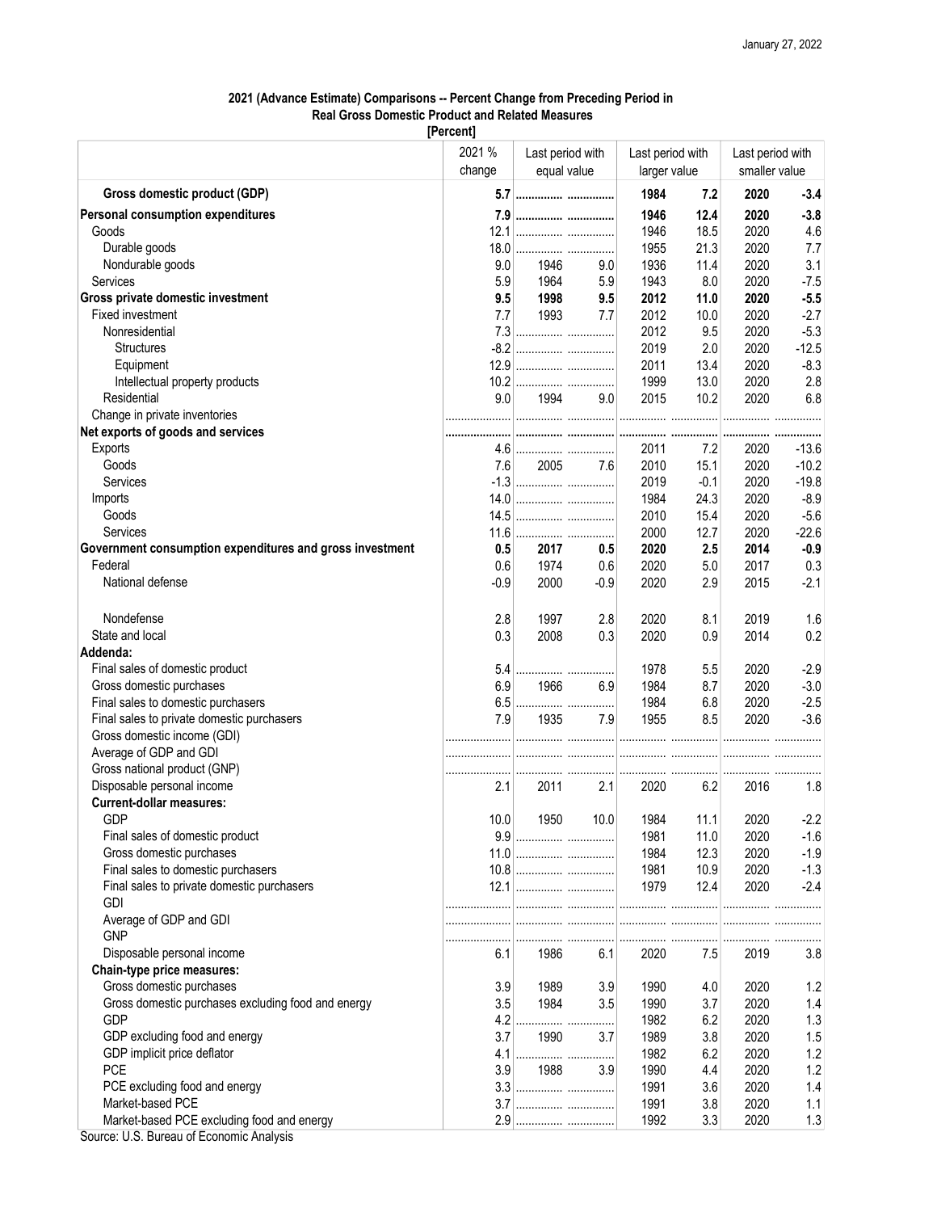January 27, 2022

**2021 (Advance Estimate) Comparisons -- Percent Change from Preceding Period in Real Gross Domestic Product and Related Measures**
**[Percent]**

| | 2021 % change | Last period with equal value | | Last period with larger value | | Last period with smaller value | |
|---|---|---|---|---|---|---|---|
| **Gross domestic product (GDP)** | **5.7** | ............... | ............... | **1984** | **7.2** | **2020** | **-3.4** |
| **Personal consumption expenditures** | **7.9** | ............... | ............... | **1946** | **12.4** | **2020** | **-3.8** |
| Goods | 12.1 | ............... | ............... | 1946 | 18.5 | 2020 | 4.6 |
| Durable goods | 18.0 | ............... | ............... | 1955 | 21.3 | 2020 | 7.7 |
| Nondurable goods | 9.0 | 1946 | 9.0 | 1936 | 11.4 | 2020 | 3.1 |
| Services | 5.9 | 1964 | 5.9 | 1943 | 8.0 | 2020 | -7.5 |
| **Gross private domestic investment** | **9.5** | **1998** | **9.5** | **2012** | **11.0** | **2020** | **-5.5** |
| Fixed investment | 7.7 | 1993 | 7.7 | 2012 | 10.0 | 2020 | -2.7 |
| Nonresidential | 7.3 | ............... | ............... | 2012 | 9.5 | 2020 | -5.3 |
| Structures | -8.2 | ............... | ............... | 2019 | 2.0 | 2020 | -12.5 |
| Equipment | 12.9 | ............... | ............... | 2011 | 13.4 | 2020 | -8.3 |
| Intellectual property products | 10.2 | ............... | ............... | 1999 | 13.0 | 2020 | 2.8 |
| Residential | 9.0 | 1994 | 9.0 | 2015 | 10.2 | 2020 | 6.8 |
| Change in private inventories | ............... | ............... | ............... | ............... | ............... | ............... | ............... |
| **Net exports of goods and services** | ............... | ............... | ............... | ............... | ............... | ............... | ............... |
| Exports | 4.6 | ............... | ............... | 2011 | 7.2 | 2020 | -13.6 |
| Goods | 7.6 | 2005 | 7.6 | 2010 | 15.1 | 2020 | -10.2 |
| Services | -1.3 | ............... | ............... | 2019 | -0.1 | 2020 | -19.8 |
| Imports | 14.0 | ............... | ............... | 1984 | 24.3 | 2020 | -8.9 |
| Goods | 14.5 | ............... | ............... | 2010 | 15.4 | 2020 | -5.6 |
| Services | 11.6 | ............... | ............... | 2000 | 12.7 | 2020 | -22.6 |
| **Government consumption expenditures and gross investment** | **0.5** | **2017** | **0.5** | **2020** | **2.5** | **2014** | **-0.9** |
| Federal | 0.6 | 1974 | 0.6 | 2020 | 5.0 | 2017 | 0.3 |
| National defense | -0.9 | 2000 | -0.9 | 2020 | 2.9 | 2015 | -2.1 |
| Nondefense | 2.8 | 1997 | 2.8 | 2020 | 8.1 | 2019 | 1.6 |
| State and local | 0.3 | 2008 | 0.3 | 2020 | 0.9 | 2014 | 0.2 |
| **Addenda:** | | | | | | | |
| Final sales of domestic product | 5.4 | ............... | ............... | 1978 | 5.5 | 2020 | -2.9 |
| Gross domestic purchases | 6.9 | 1966 | 6.9 | 1984 | 8.7 | 2020 | -3.0 |
| Final sales to domestic purchasers | 6.5 | ............... | ............... | 1984 | 6.8 | 2020 | -2.5 |
| Final sales to private domestic purchasers | 7.9 | 1935 | 7.9 | 1955 | 8.5 | 2020 | -3.6 |
| Gross domestic income (GDI) | ............... | ............... | ............... | ............... | ............... | ............... | ............... |
| Average of GDP and GDI | ............... | ............... | ............... | ............... | ............... | ............... | ............... |
| Gross national product (GNP) | ............... | ............... | ............... | ............... | ............... | ............... | ............... |
| Disposable personal income | 2.1 | 2011 | 2.1 | 2020 | 6.2 | 2016 | 1.8 |
| **Current-dollar measures:** | | | | | | | |
| GDP | 10.0 | 1950 | 10.0 | 1984 | 11.1 | 2020 | -2.2 |
| Final sales of domestic product | 9.9 | ............... | ............... | 1981 | 11.0 | 2020 | -1.6 |
| Gross domestic purchases | 11.0 | ............... | ............... | 1984 | 12.3 | 2020 | -1.9 |
| Final sales to domestic purchasers | 10.8 | ............... | ............... | 1981 | 10.9 | 2020 | -1.3 |
| Final sales to private domestic purchasers | 12.1 | ............... | ............... | 1979 | 12.4 | 2020 | -2.4 |
| GDI | ............... | ............... | ............... | ............... | ............... | ............... | ............... |
| Average of GDP and GDI | ............... | ............... | ............... | ............... | ............... | ............... | ............... |
| GNP | ............... | ............... | ............... | ............... | ............... | ............... | ............... |
| Disposable personal income | 6.1 | 1986 | 6.1 | 2020 | 7.5 | 2019 | 3.8 |
| **Chain-type price measures:** | | | | | | | |
| Gross domestic purchases | 3.9 | 1989 | 3.9 | 1990 | 4.0 | 2020 | 1.2 |
| Gross domestic purchases excluding food and energy | 3.5 | 1984 | 3.5 | 1990 | 3.7 | 2020 | 1.4 |
| GDP | 4.2 | ............... | ............... | 1982 | 6.2 | 2020 | 1.3 |
| GDP excluding food and energy | 3.7 | 1990 | 3.7 | 1989 | 3.8 | 2020 | 1.5 |
| GDP implicit price deflator | 4.1 | ............... | ............... | 1982 | 6.2 | 2020 | 1.2 |
| PCE | 3.9 | 1988 | 3.9 | 1990 | 4.4 | 2020 | 1.2 |
| PCE excluding food and energy | 3.3 | ............... | ............... | 1991 | 3.6 | 2020 | 1.4 |
| Market-based PCE | 3.7 | ............... | ............... | 1991 | 3.8 | 2020 | 1.1 |
| Market-based PCE excluding food and energy | 2.9 | ............... | ............... | 1992 | 3.3 | 2020 | 1.3 |

Source: U.S. Bureau of Economic Analysis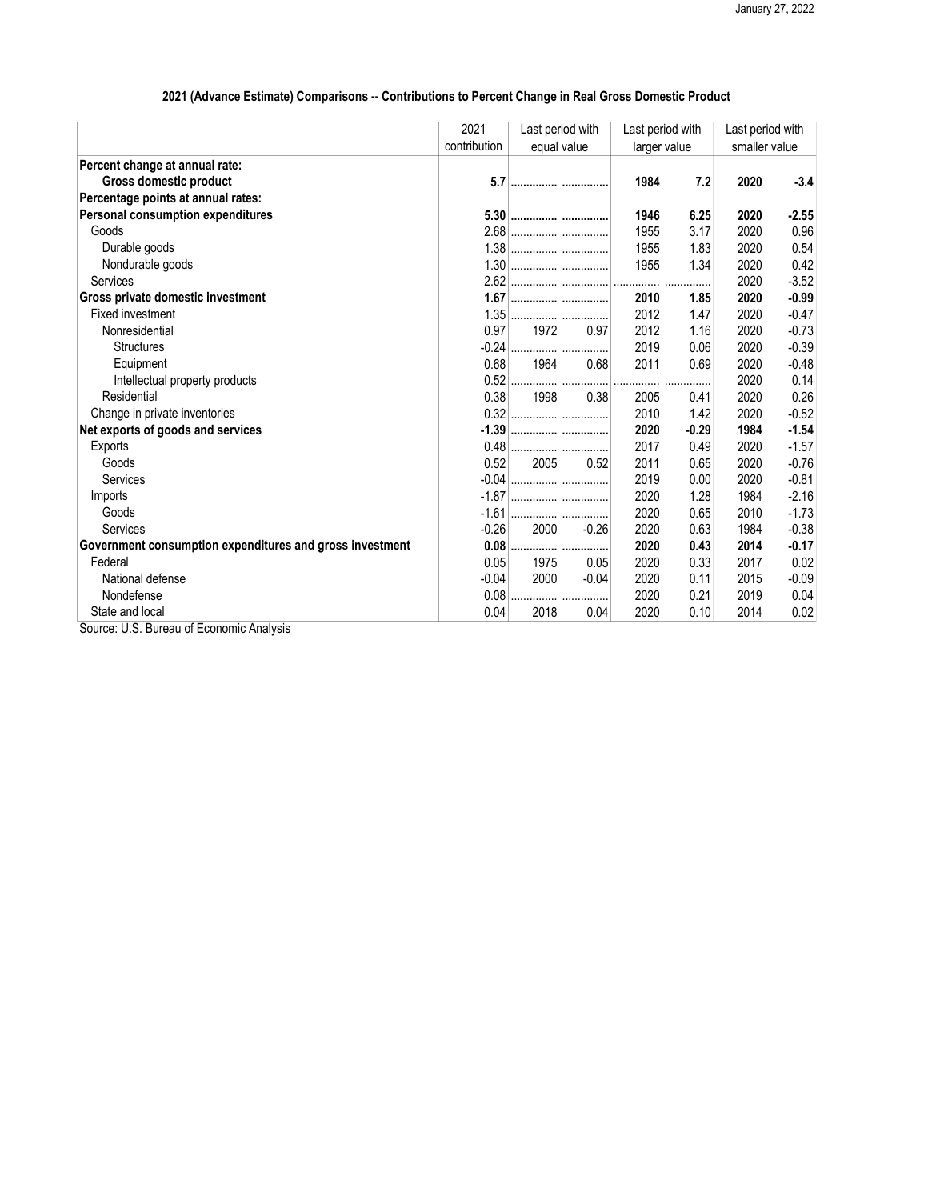January 27, 2022

**2021 (Advance Estimate) Comparisons -- Contributions to Percent Change in Real Gross Domestic Product**

| | 2021 contribution | Last period with equal value | | Last period with larger value | | Last period with smaller value | |
|---|---|---|---|---|---|---|---|
| **Percent change at annual rate:** | | | | | | | |
| **Gross domestic product** | **5.7** | ............... | ............... | **1984** | **7.2** | **2020** | **-3.4** |
| **Percentage points at annual rates:** | | | | | | | |
| **Personal consumption expenditures** | **5.30** | ............... | ............... | **1946** | **6.25** | **2020** | **-2.55** |
| Goods | 2.68 | ............... | ............... | 1955 | 3.17 | 2020 | 0.96 |
| Durable goods | 1.38 | ............... | ............... | 1955 | 1.83 | 2020 | 0.54 |
| Nondurable goods | 1.30 | ............... | ............... | 1955 | 1.34 | 2020 | 0.42 |
| Services | 2.62 | ............... | ............... | ............... | ............... | 2020 | -3.52 |
| **Gross private domestic investment** | **1.67** | ............... | ............... | **2010** | **1.85** | **2020** | **-0.99** |
| Fixed investment | 1.35 | ............... | ............... | 2012 | 1.47 | 2020 | -0.47 |
| Nonresidential | 0.97 | 1972 | 0.97 | 2012 | 1.16 | 2020 | -0.73 |
| Structures | -0.24 | ............... | ............... | 2019 | 0.06 | 2020 | -0.39 |
| Equipment | 0.68 | 1964 | 0.68 | 2011 | 0.69 | 2020 | -0.48 |
| Intellectual property products | 0.52 | ............... | ............... | ............... | ............... | 2020 | 0.14 |
| Residential | 0.38 | 1998 | 0.38 | 2005 | 0.41 | 2020 | 0.26 |
| Change in private inventories | 0.32 | ............... | ............... | 2010 | 1.42 | 2020 | -0.52 |
| **Net exports of goods and services** | **-1.39** | ............... | ............... | **2020** | **-0.29** | **1984** | **-1.54** |
| Exports | 0.48 | ............... | ............... | 2017 | 0.49 | 2020 | -1.57 |
| Goods | 0.52 | 2005 | 0.52 | 2011 | 0.65 | 2020 | -0.76 |
| Services | -0.04 | ............... | ............... | 2019 | 0.00 | 2020 | -0.81 |
| Imports | -1.87 | ............... | ............... | 2020 | 1.28 | 1984 | -2.16 |
| Goods | -1.61 | ............... | ............... | 2020 | 0.65 | 2010 | -1.73 |
| Services | -0.26 | 2000 | -0.26 | 2020 | 0.63 | 1984 | -0.38 |
| **Government consumption expenditures and gross investment** | **0.08** | ............... | ............... | **2020** | **0.43** | **2014** | **-0.17** |
| Federal | 0.05 | 1975 | 0.05 | 2020 | 0.33 | 2017 | 0.02 |
| National defense | -0.04 | 2000 | -0.04 | 2020 | 0.11 | 2015 | -0.09 |
| Nondefense | 0.08 | ............... | ............... | 2020 | 0.21 | 2019 | 0.04 |
| State and local | 0.04 | 2018 | 0.04 | 2020 | 0.10 | 2014 | 0.02 |

Source: U.S. Bureau of Economic Analysis